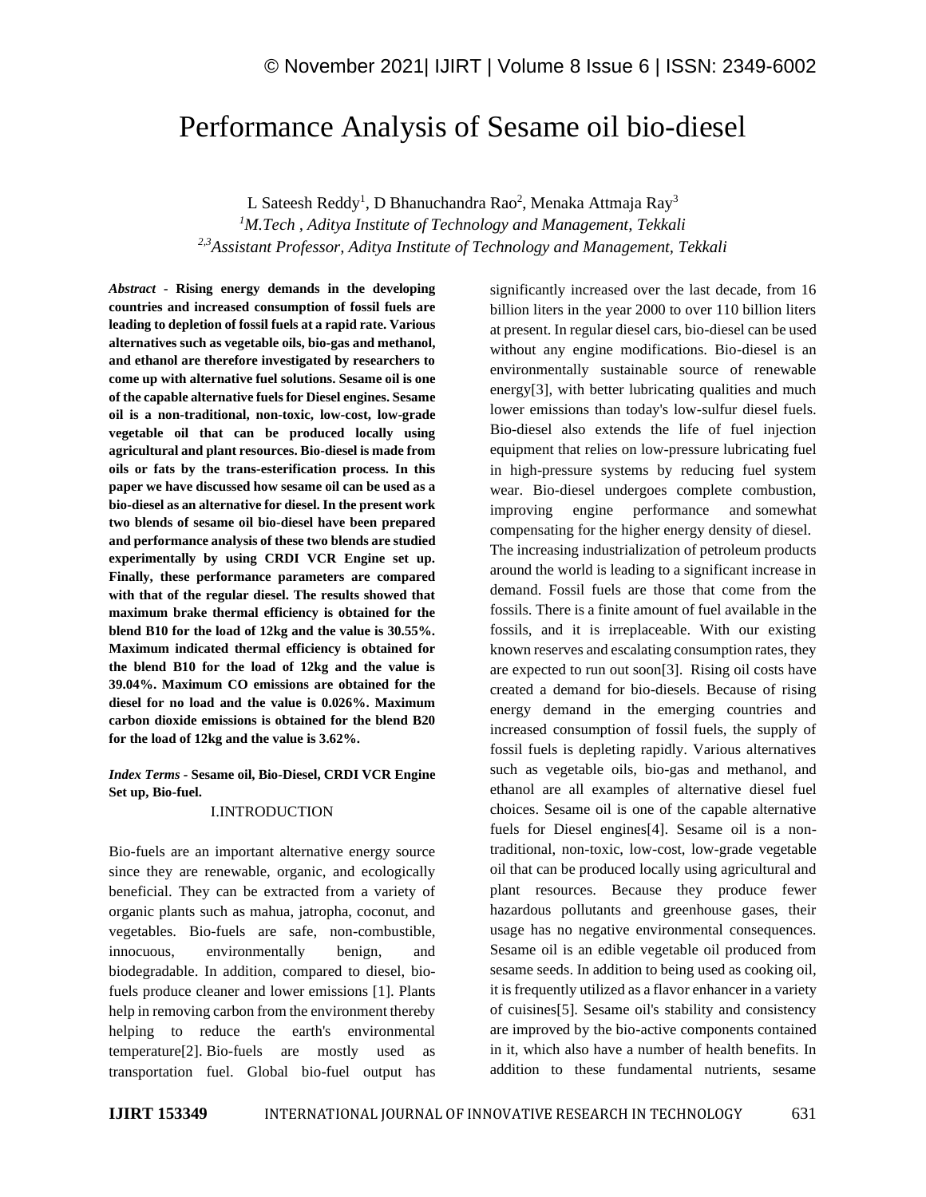# Performance Analysis of Sesame oil bio-diesel

L Sateesh Reddy[1], D Bhanuchandra Rao[2], Menaka Attmaja Ray[3]

[1]*M.Tech , Aditya Institute of Technology and Management, Tekkali*

[2,3]*Assistant Professor, Aditya Institute of Technology and Management, Tekkali*

***Abstract*** - **Rising energy demands in the developing countries and increased consumption of fossil fuels are leading to depletion of fossil fuels at a rapid rate. Various alternatives such as vegetable oils, bio-gas and methanol, and ethanol are therefore investigated by researchers to come up with alternative fuel solutions. Sesame oil is one of the capable alternative fuels for Diesel engines. Sesame oil is a non-traditional, non-toxic, low-cost, low-grade vegetable oil that can be produced locally using agricultural and plant resources. Bio-diesel is made from oils or fats by the trans-esterification process. In this paper we have discussed how sesame oil can be used as a bio-diesel as an alternative for diesel. In the present work two blends of sesame oil bio-diesel have been prepared and performance analysis of these two blends are studied experimentally by using CRDI VCR Engine set up. Finally, these performance parameters are compared with that of the regular diesel. The results showed that maximum brake thermal efficiency is obtained for the blend B10 for the load of 12kg and the value is 30.55%. Maximum indicated thermal efficiency is obtained for the blend B10 for the load of 12kg and the value is 39.04%. Maximum CO emissions are obtained for the diesel for no load and the value is 0.026%. Maximum carbon dioxide emissions is obtained for the blend B20 for the load of 12kg and the value is 3.62%.**

***Index Terms*** - **Sesame oil, Bio-Diesel, CRDI VCR Engine Set up, Bio-fuel.**

## I.INTRODUCTION

Bio-fuels are an important alternative energy source since they are renewable, organic, and ecologically beneficial. They can be extracted from a variety of organic plants such as mahua, jatropha, coconut, and vegetables. Bio-fuels are safe, non-combustible, innocuous, environmentally benign, and biodegradable. In addition, compared to diesel, bio-fuels produce cleaner and lower emissions [1]. Plants help in removing carbon from the environment thereby helping to reduce the earth's environmental temperature[2]. Bio-fuels are mostly used as transportation fuel. Global bio-fuel output has significantly increased over the last decade, from 16 billion liters in the year 2000 to over 110 billion liters at present. In regular diesel cars, bio-diesel can be used without any engine modifications. Bio-diesel is an environmentally sustainable source of renewable energy[3], with better lubricating qualities and much lower emissions than today's low-sulfur diesel fuels. Bio-diesel also extends the life of fuel injection equipment that relies on low-pressure lubricating fuel in high-pressure systems by reducing fuel system wear. Bio-diesel undergoes complete combustion, improving engine performance and somewhat compensating for the higher energy density of diesel.

The increasing industrialization of petroleum products around the world is leading to a significant increase in demand. Fossil fuels are those that come from the fossils. There is a finite amount of fuel available in the fossils, and it is irreplaceable. With our existing known reserves and escalating consumption rates, they are expected to run out soon[3]. Rising oil costs have created a demand for bio-diesels. Because of rising energy demand in the emerging countries and increased consumption of fossil fuels, the supply of fossil fuels is depleting rapidly. Various alternatives such as vegetable oils, bio-gas and methanol, and ethanol are all examples of alternative diesel fuel choices. Sesame oil is one of the capable alternative fuels for Diesel engines[4]. Sesame oil is a non-traditional, non-toxic, low-cost, low-grade vegetable oil that can be produced locally using agricultural and plant resources. Because they produce fewer hazardous pollutants and greenhouse gases, their usage has no negative environmental consequences. Sesame oil is an edible vegetable oil produced from sesame seeds. In addition to being used as cooking oil, it is frequently utilized as a flavor enhancer in a variety of cuisines[5]. Sesame oil's stability and consistency are improved by the bio-active components contained in it, which also have a number of health benefits. In addition to these fundamental nutrients, sesame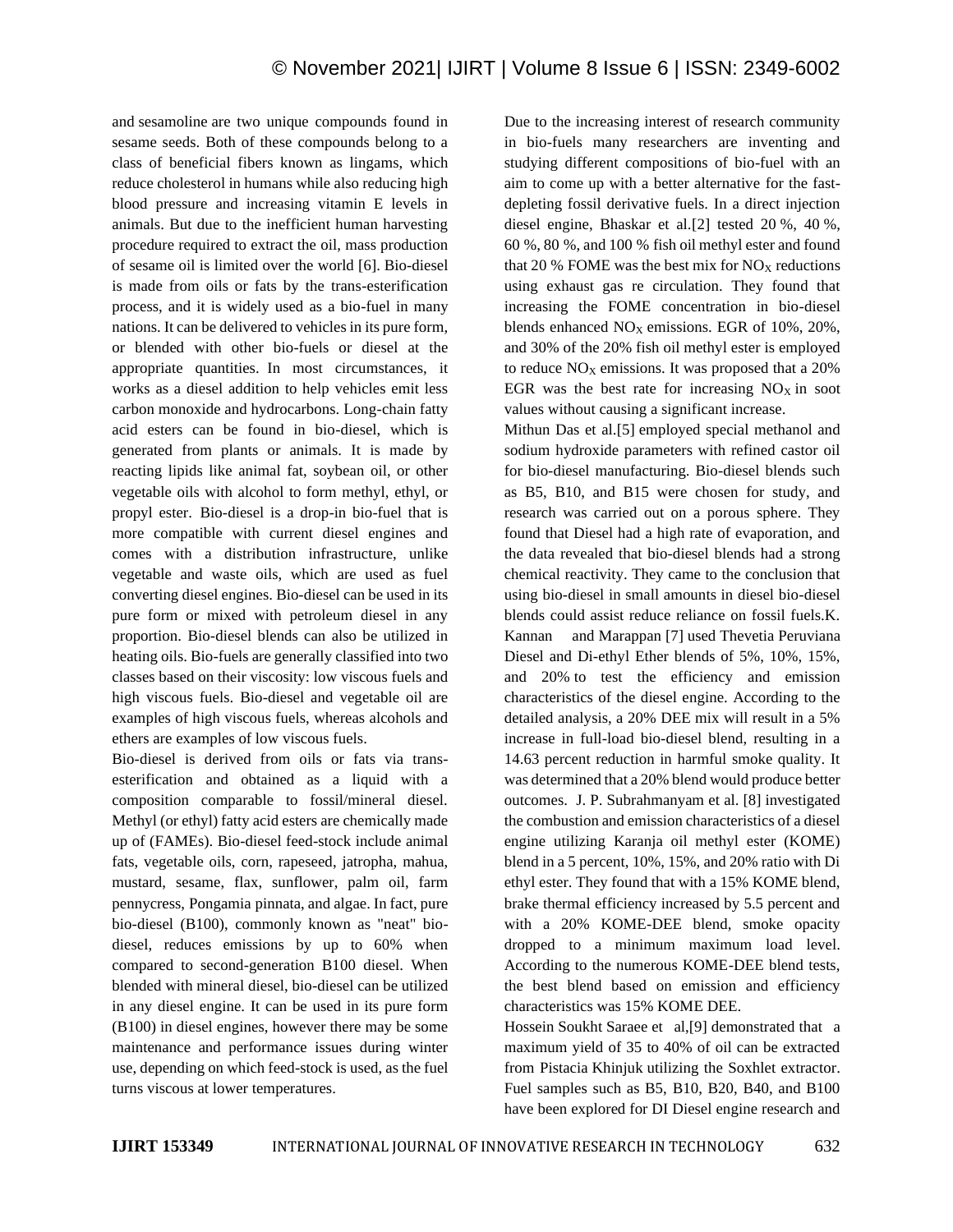and sesamoline are two unique compounds found in sesame seeds. Both of these compounds belong to a class of beneficial fibers known as lingams, which reduce cholesterol in humans while also reducing high blood pressure and increasing vitamin E levels in animals. But due to the inefficient human harvesting procedure required to extract the oil, mass production of sesame oil is limited over the world [6]. Bio-diesel is made from oils or fats by the trans-esterification process, and it is widely used as a bio-fuel in many nations. It can be delivered to vehicles in its pure form, or blended with other bio-fuels or diesel at the appropriate quantities. In most circumstances, it works as a diesel addition to help vehicles emit less carbon monoxide and hydrocarbons. Long-chain fatty acid esters can be found in bio-diesel, which is generated from plants or animals. It is made by reacting lipids like animal fat, soybean oil, or other vegetable oils with alcohol to form methyl, ethyl, or propyl ester. Bio-diesel is a drop-in bio-fuel that is more compatible with current diesel engines and comes with a distribution infrastructure, unlike vegetable and waste oils, which are used as fuel converting diesel engines. Bio-diesel can be used in its pure form or mixed with petroleum diesel in any proportion. Bio-diesel blends can also be utilized in heating oils. Bio-fuels are generally classified into two classes based on their viscosity: low viscous fuels and high viscous fuels. Bio-diesel and vegetable oil are examples of high viscous fuels, whereas alcohols and ethers are examples of low viscous fuels.

Bio-diesel is derived from oils or fats via trans-esterification and obtained as a liquid with a composition comparable to fossil/mineral diesel. Methyl (or ethyl) fatty acid esters are chemically made up of (FAMEs). Bio-diesel feed-stock include animal fats, vegetable oils, corn, rapeseed, jatropha, mahua, mustard, sesame, flax, sunflower, palm oil, farm pennycress, Pongamia pinnata, and algae. In fact, pure bio-diesel (B100), commonly known as "neat" bio-diesel, reduces emissions by up to 60% when compared to second-generation B100 diesel. When blended with mineral diesel, bio-diesel can be utilized in any diesel engine. It can be used in its pure form (B100) in diesel engines, however there may be some maintenance and performance issues during winter use, depending on which feed-stock is used, as the fuel turns viscous at lower temperatures.

Due to the increasing interest of research community in bio-fuels many researchers are inventing and studying different compositions of bio-fuel with an aim to come up with a better alternative for the fast-depleting fossil derivative fuels. In a direct injection diesel engine, Bhaskar et al.[2] tested 20 %, 40 %, 60 %, 80 %, and 100 % fish oil methyl ester and found that 20 % FOME was the best mix for $NO_X$ reductions using exhaust gas re circulation. They found that increasing the FOME concentration in bio-diesel blends enhanced $NO_X$ emissions. EGR of 10%, 20%, and 30% of the 20% fish oil methyl ester is employed to reduce $NO_X$ emissions. It was proposed that a 20% EGR was the best rate for increasing $NO_X$ in soot values without causing a significant increase.

Mithun Das et al.[5] employed special methanol and sodium hydroxide parameters with refined castor oil for bio-diesel manufacturing. Bio-diesel blends such as B5, B10, and B15 were chosen for study, and research was carried out on a porous sphere. They found that Diesel had a high rate of evaporation, and the data revealed that bio-diesel blends had a strong chemical reactivity. They came to the conclusion that using bio-diesel in small amounts in diesel bio-diesel blends could assist reduce reliance on fossil fuels.K. Kannan and Marappan [7] used Thevetia Peruviana Diesel and Di-ethyl Ether blends of 5%, 10%, 15%, and 20% to test the efficiency and emission characteristics of the diesel engine. According to the detailed analysis, a 20% DEE mix will result in a 5% increase in full-load bio-diesel blend, resulting in a 14.63 percent reduction in harmful smoke quality. It was determined that a 20% blend would produce better outcomes. J. P. Subrahmanyam et al. [8] investigated the combustion and emission characteristics of a diesel engine utilizing Karanja oil methyl ester (KOME) blend in a 5 percent, 10%, 15%, and 20% ratio with Di ethyl ester. They found that with a 15% KOME blend, brake thermal efficiency increased by 5.5 percent and with a 20% KOME-DEE blend, smoke opacity dropped to a minimum maximum load level. According to the numerous KOME-DEE blend tests, the best blend based on emission and efficiency characteristics was 15% KOME DEE.

Hossein Soukht Saraee et al,[9] demonstrated that a maximum yield of 35 to 40% of oil can be extracted from Pistacia Khinjuk utilizing the Soxhlet extractor. Fuel samples such as B5, B10, B20, B40, and B100 have been explored for DI Diesel engine research and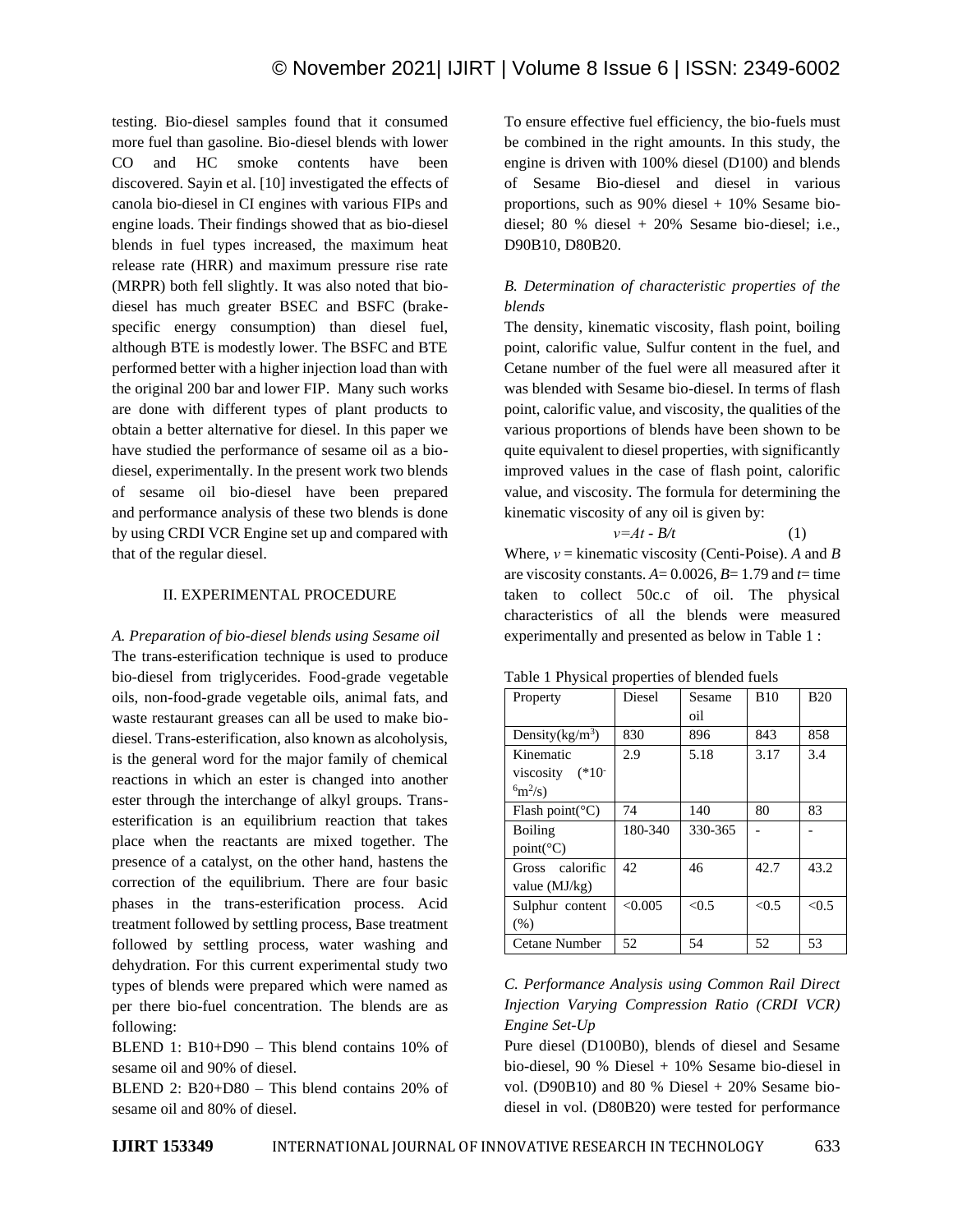testing. Bio-diesel samples found that it consumed more fuel than gasoline. Bio-diesel blends with lower CO and HC smoke contents have been discovered. Sayin et al. [10] investigated the effects of canola bio-diesel in CI engines with various FIPs and engine loads. Their findings showed that as bio-diesel blends in fuel types increased, the maximum heat release rate (HRR) and maximum pressure rise rate (MRPR) both fell slightly. It was also noted that bio-diesel has much greater BSEC and BSFC (brake-specific energy consumption) than diesel fuel, although BTE is modestly lower. The BSFC and BTE performed better with a higher injection load than with the original 200 bar and lower FIP. Many such works are done with different types of plant products to obtain a better alternative for diesel. In this paper we have studied the performance of sesame oil as a bio-diesel, experimentally. In the present work two blends of sesame oil bio-diesel have been prepared and performance analysis of these two blends is done by using CRDI VCR Engine set up and compared with that of the regular diesel.

## II. EXPERIMENTAL PROCEDURE

### *A. Preparation of bio-diesel blends using Sesame oil*

The trans-esterification technique is used to produce bio-diesel from triglycerides. Food-grade vegetable oils, non-food-grade vegetable oils, animal fats, and waste restaurant greases can all be used to make bio-diesel. Trans-esterification, also known as alcoholysis, is the general word for the major family of chemical reactions in which an ester is changed into another ester through the interchange of alkyl groups. Trans-esterification is an equilibrium reaction that takes place when the reactants are mixed together. The presence of a catalyst, on the other hand, hastens the correction of the equilibrium. There are four basic phases in the trans-esterification process. Acid treatment followed by settling process, Base treatment followed by settling process, water washing and dehydration. For this current experimental study two types of blends were prepared which were named as per there bio-fuel concentration. The blends are as following:

BLEND 1: B10+D90 – This blend contains 10% of sesame oil and 90% of diesel.

BLEND 2: B20+D80 – This blend contains 20% of sesame oil and 80% of diesel.

To ensure effective fuel efficiency, the bio-fuels must be combined in the right amounts. In this study, the engine is driven with 100% diesel (D100) and blends of Sesame Bio-diesel and diesel in various proportions, such as 90% diesel + 10% Sesame bio-diesel; 80 % diesel + 20% Sesame bio-diesel; i.e., D90B10, D80B20.

### *B. Determination of characteristic properties of the blends*

The density, kinematic viscosity, flash point, boiling point, calorific value, Sulfur content in the fuel, and Cetane number of the fuel were all measured after it was blended with Sesame bio-diesel. In terms of flash point, calorific value, and viscosity, the qualities of the various proportions of blends have been shown to be quite equivalent to diesel properties, with significantly improved values in the case of flash point, calorific value, and viscosity. The formula for determining the kinematic viscosity of any oil is given by:

$$v = At - B/t \qquad (1)$$

Where, $v$ = kinematic viscosity (Centi-Poise). $A$ and $B$ are viscosity constants. $A$= 0.0026, $B$= 1.79 and $t$= time taken to collect 50c.c of oil. The physical characteristics of all the blends were measured experimentally and presented as below in Table 1 :

Table 1 Physical properties of blended fuels

| Property | Diesel | Sesame oil | B10 | B20 |
|---|---|---|---|---|
| Density(kg/m$^3$) | 830 | 896 | 843 | 858 |
| Kinematic viscosity (*10$^{-6}$m$^2$/s) | 2.9 | 5.18 | 3.17 | 3.4 |
| Flash point(°C) | 74 | 140 | 80 | 83 |
| Boiling point(°C) | 180-340 | 330-365 | - | - |
| Gross calorific value (MJ/kg) | 42 | 46 | 42.7 | 43.2 |
| Sulphur content (%) | <0.005 | <0.5 | <0.5 | <0.5 |
| Cetane Number | 52 | 54 | 52 | 53 |

### *C. Performance Analysis using Common Rail Direct Injection Varying Compression Ratio (CRDI VCR) Engine Set-Up*

Pure diesel (D100B0), blends of diesel and Sesame bio-diesel, 90 % Diesel + 10% Sesame bio-diesel in vol. (D90B10) and 80 % Diesel + 20% Sesame bio-diesel in vol. (D80B20) were tested for performance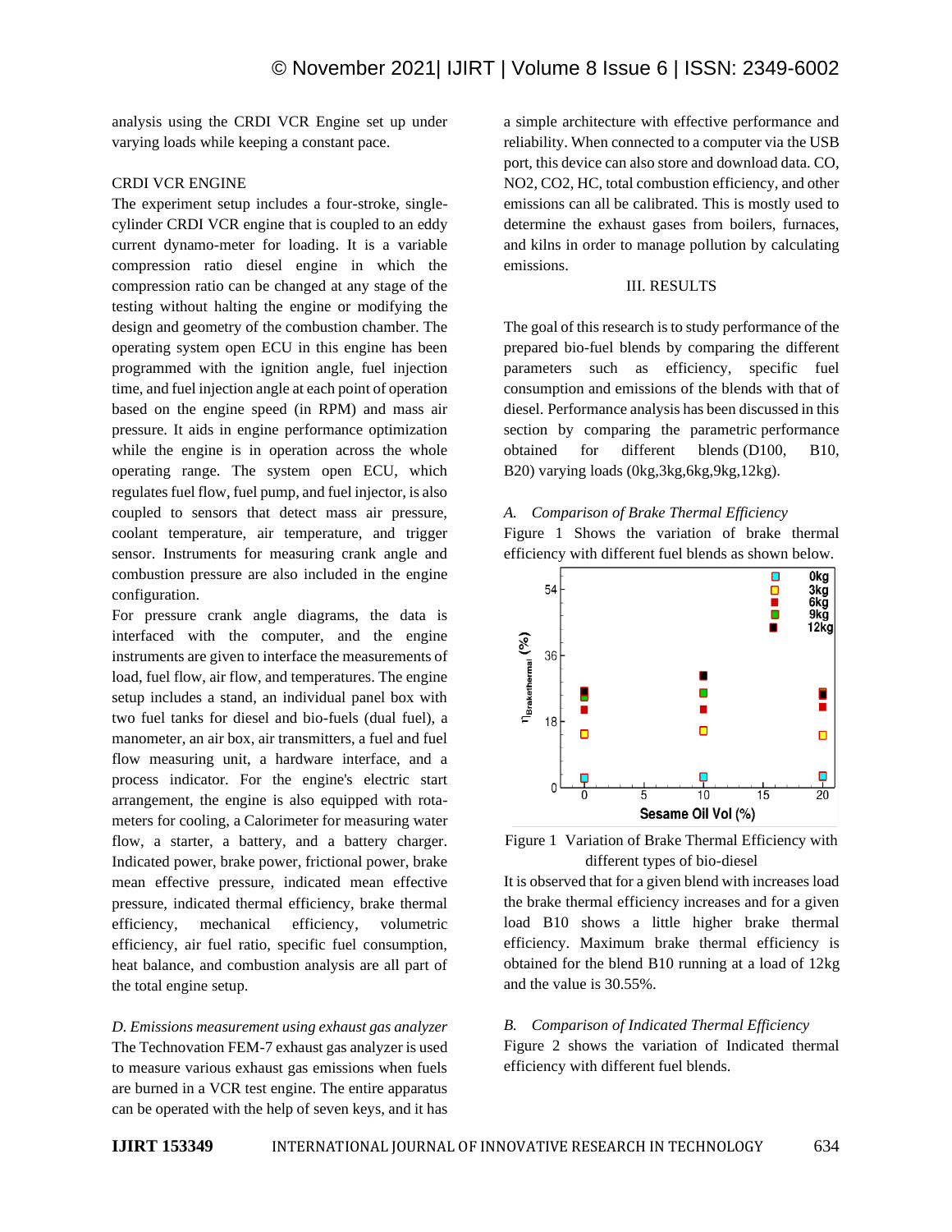analysis using the CRDI VCR Engine set up under varying loads while keeping a constant pace.

CRDI VCR ENGINE

The experiment setup includes a four-stroke, single-cylinder CRDI VCR engine that is coupled to an eddy current dynamo-meter for loading. It is a variable compression ratio diesel engine in which the compression ratio can be changed at any stage of the testing without halting the engine or modifying the design and geometry of the combustion chamber. The operating system open ECU in this engine has been programmed with the ignition angle, fuel injection time, and fuel injection angle at each point of operation based on the engine speed (in RPM) and mass air pressure. It aids in engine performance optimization while the engine is in operation across the whole operating range. The system open ECU, which regulates fuel flow, fuel pump, and fuel injector, is also coupled to sensors that detect mass air pressure, coolant temperature, air temperature, and trigger sensor. Instruments for measuring crank angle and combustion pressure are also included in the engine configuration.

For pressure crank angle diagrams, the data is interfaced with the computer, and the engine instruments are given to interface the measurements of load, fuel flow, air flow, and temperatures. The engine setup includes a stand, an individual panel box with two fuel tanks for diesel and bio-fuels (dual fuel), a manometer, an air box, air transmitters, a fuel and fuel flow measuring unit, a hardware interface, and a process indicator. For the engine's electric start arrangement, the engine is also equipped with rota-meters for cooling, a Calorimeter for measuring water flow, a starter, a battery, and a battery charger. Indicated power, brake power, frictional power, brake mean effective pressure, indicated mean effective pressure, indicated thermal efficiency, brake thermal efficiency, mechanical efficiency, volumetric efficiency, air fuel ratio, specific fuel consumption, heat balance, and combustion analysis are all part of the total engine setup.

*D. Emissions measurement using exhaust gas analyzer*

The Technovation FEM-7 exhaust gas analyzer is used to measure various exhaust gas emissions when fuels are burned in a VCR test engine. The entire apparatus can be operated with the help of seven keys, and it has a simple architecture with effective performance and reliability. When connected to a computer via the USB port, this device can also store and download data. CO, NO2, CO2, HC, total combustion efficiency, and other emissions can all be calibrated. This is mostly used to determine the exhaust gases from boilers, furnaces, and kilns in order to manage pollution by calculating emissions.

## III. RESULTS

The goal of this research is to study performance of the prepared bio-fuel blends by comparing the different parameters such as efficiency, specific fuel consumption and emissions of the blends with that of diesel. Performance analysis has been discussed in this section by comparing the parametric performance obtained for different blends (D100, B10, B20) varying loads (0kg,3kg,6kg,9kg,12kg).

*A. Comparison of Brake Thermal Efficiency*

Figure 1 Shows the variation of brake thermal efficiency with different fuel blends as shown below.

Figure 1 Variation of Brake Thermal Efficiency with different types of bio-diesel

It is observed that for a given blend with increases load the brake thermal efficiency increases and for a given load B10 shows a little higher brake thermal efficiency. Maximum brake thermal efficiency is obtained for the blend B10 running at a load of 12kg and the value is 30.55%.

*B. Comparison of Indicated Thermal Efficiency*

Figure 2 shows the variation of Indicated thermal efficiency with different fuel blends.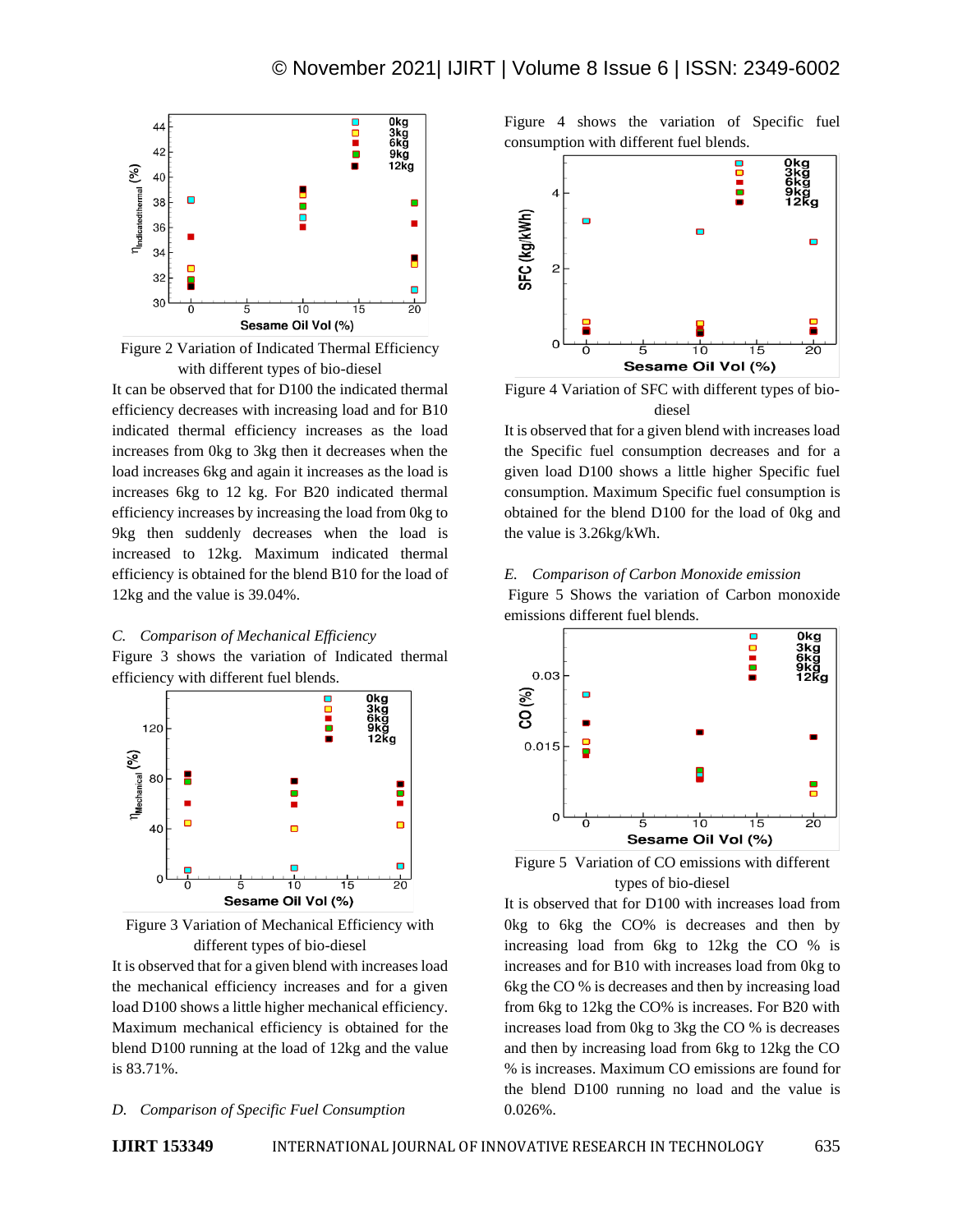Figure 2 Variation of Indicated Thermal Efficiency with different types of bio-diesel

It can be observed that for D100 the indicated thermal efficiency decreases with increasing load and for B10 indicated thermal efficiency increases as the load increases from 0kg to 3kg then it decreases when the load increases 6kg and again it increases as the load is increases 6kg to 12 kg. For B20 indicated thermal efficiency increases by increasing the load from 0kg to 9kg then suddenly decreases when the load is increased to 12kg. Maximum indicated thermal efficiency is obtained for the blend B10 for the load of 12kg and the value is 39.04%.

*C. Comparison of Mechanical Efficiency*

Figure 3 shows the variation of Indicated thermal efficiency with different fuel blends.

Figure 3 Variation of Mechanical Efficiency with different types of bio-diesel

It is observed that for a given blend with increases load the mechanical efficiency increases and for a given load D100 shows a little higher mechanical efficiency. Maximum mechanical efficiency is obtained for the blend D100 running at the load of 12kg and the value is 83.71%.

*D. Comparison of Specific Fuel Consumption*

Figure 4 shows the variation of Specific fuel consumption with different fuel blends.

Figure 4 Variation of SFC with different types of bio-diesel

It is observed that for a given blend with increases load the Specific fuel consumption decreases and for a given load D100 shows a little higher Specific fuel consumption. Maximum Specific fuel consumption is obtained for the blend D100 for the load of 0kg and the value is 3.26kg/kWh.

*E. Comparison of Carbon Monoxide emission*

Figure 5 Shows the variation of Carbon monoxide emissions different fuel blends.

Figure 5 Variation of CO emissions with different types of bio-diesel

It is observed that for D100 with increases load from 0kg to 6kg the CO% is decreases and then by increasing load from 6kg to 12kg the CO % is increases and for B10 with increases load from 0kg to 6kg the CO % is decreases and then by increasing load from 6kg to 12kg the CO% is increases. For B20 with increases load from 0kg to 3kg the CO % is decreases and then by increasing load from 6kg to 12kg the CO % is increases. Maximum CO emissions are found for the blend D100 running no load and the value is 0.026%.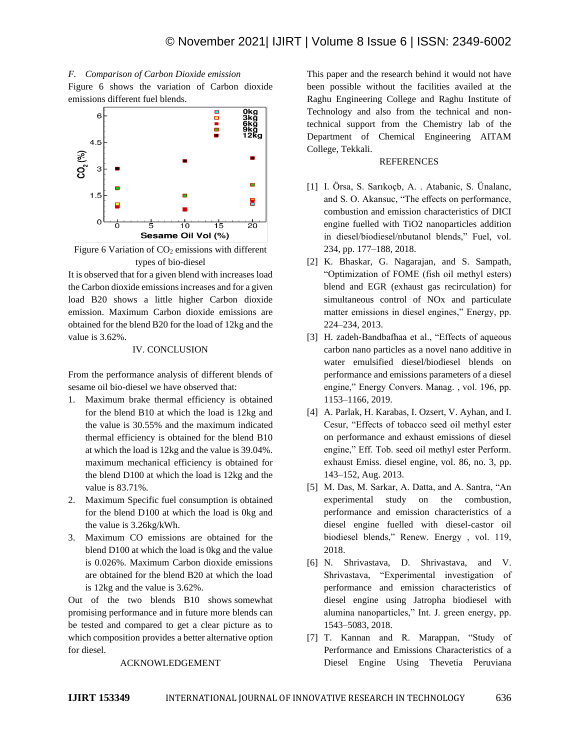### F. Comparison of Carbon Dioxide emission

Figure 6 shows the variation of Carbon dioxide emissions different fuel blends.

Figure 6 Variation of $CO_2$ emissions with different types of bio-diesel

It is observed that for a given blend with increases load the Carbon dioxide emissions increases and for a given load B20 shows a little higher Carbon dioxide emission. Maximum Carbon dioxide emissions are obtained for the blend B20 for the load of 12kg and the value is 3.62%.

## IV. CONCLUSION

From the performance analysis of different blends of sesame oil bio-diesel we have observed that:

1. Maximum brake thermal efficiency is obtained for the blend B10 at which the load is 12kg and the value is 30.55% and the maximum indicated thermal efficiency is obtained for the blend B10 at which the load is 12kg and the value is 39.04%. maximum mechanical efficiency is obtained for the blend D100 at which the load is 12kg and the value is 83.71%.
2. Maximum Specific fuel consumption is obtained for the blend D100 at which the load is 0kg and the value is 3.26kg/kWh.
3. Maximum CO emissions are obtained for the blend D100 at which the load is 0kg and the value is 0.026%. Maximum Carbon dioxide emissions are obtained for the blend B20 at which the load is 12kg and the value is 3.62%.

Out of the two blends B10 shows somewhat promising performance and in future more blends can be tested and compared to get a clear picture as to which composition provides a better alternative option for diesel.

## ACKNOWLEDGEMENT

This paper and the research behind it would not have been possible without the facilities availed at the Raghu Engineering College and Raghu Institute of Technology and also from the technical and non-technical support from the Chemistry lab of the Department of Chemical Engineering AITAM College, Tekkali.

## REFERENCES

[1] I. Örsa, S. Sarıkoçb, A. . Atabanic, S. Ünalanc, and S. O. Akansuc, "The effects on performance, combustion and emission characteristics of DICI engine fuelled with TiO2 nanoparticles addition in diesel/biodiesel/nbutanol blends," Fuel, vol. 234, pp. 177–188, 2018.

[2] K. Bhaskar, G. Nagarajan, and S. Sampath, "Optimization of FOME (fish oil methyl esters) blend and EGR (exhaust gas recirculation) for simultaneous control of NOx and particulate matter emissions in diesel engines," Energy, pp. 224–234, 2013.

[3] H. zadeh-Bandbafhaa et al., "Effects of aqueous carbon nano particles as a novel nano additive in water emulsified diesel/biodiesel blends on performance and emissions parameters of a diesel engine," Energy Convers. Manag. , vol. 196, pp. 1153–1166, 2019.

[4] A. Parlak, H. Karabas, I. Ozsert, V. Ayhan, and I. Cesur, "Effects of tobacco seed oil methyl ester on performance and exhaust emissions of diesel engine," Eff. Tob. seed oil methyl ester Perform. exhaust Emiss. diesel engine, vol. 86, no. 3, pp. 143–152, Aug. 2013.

[5] M. Das, M. Sarkar, A. Datta, and A. Santra, "An experimental study on the combustion, performance and emission characteristics of a diesel engine fuelled with diesel-castor oil biodiesel blends," Renew. Energy , vol. 119, 2018.

[6] N. Shrivastava, D. Shrivastava, and V. Shrivastava, "Experimental investigation of performance and emission characteristics of diesel engine using Jatropha biodiesel with alumina nanoparticles," Int. J. green energy, pp. 1543–5083, 2018.

[7] T. Kannan and R. Marappan, "Study of Performance and Emissions Characteristics of a Diesel Engine Using Thevetia Peruviana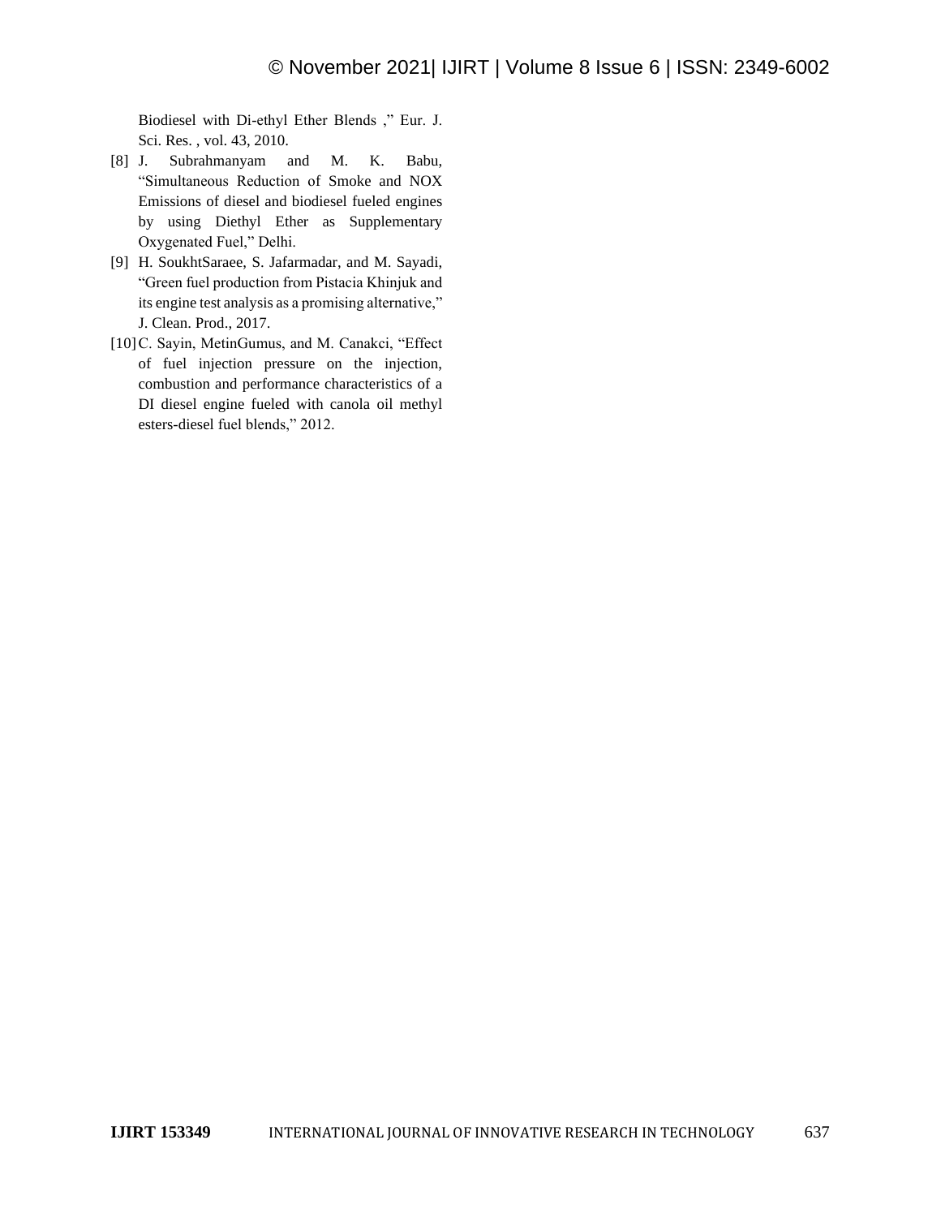Biodiesel with Di-ethyl Ether Blends ," Eur. J. Sci. Res. , vol. 43, 2010.

[8] J. Subrahmanyam and M. K. Babu, "Simultaneous Reduction of Smoke and NOX Emissions of diesel and biodiesel fueled engines by using Diethyl Ether as Supplementary Oxygenated Fuel," Delhi.

[9] H. SoukhtSaraee, S. Jafarmadar, and M. Sayadi, "Green fuel production from Pistacia Khinjuk and its engine test analysis as a promising alternative," J. Clean. Prod., 2017.

[10] C. Sayin, MetinGumus, and M. Canakci, "Effect of fuel injection pressure on the injection, combustion and performance characteristics of a DI diesel engine fueled with canola oil methyl esters-diesel fuel blends," 2012.